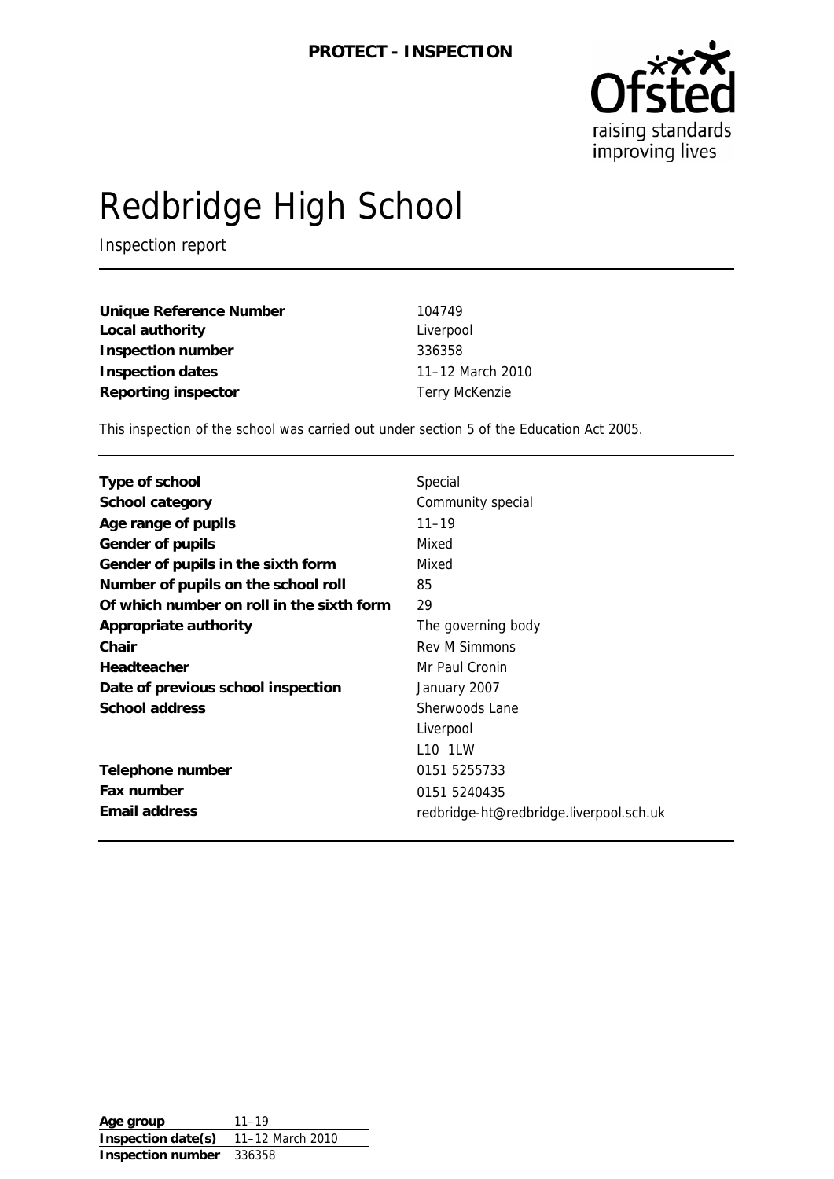**PROTECT - INSPECTION**

# Redbridge High School

Inspection report

| | |
|---|---|
| **Unique Reference Number** | 104749 |
| **Local authority** | Liverpool |
| **Inspection number** | 336358 |
| **Inspection dates** | 11–12 March 2010 |
| **Reporting inspector** | Terry McKenzie |

This inspection of the school was carried out under section 5 of the Education Act 2005.

| | |
|---|---|
| **Type of school** | Special |
| **School category** | Community special |
| **Age range of pupils** | 11–19 |
| **Gender of pupils** | Mixed |
| **Gender of pupils in the sixth form** | Mixed |
| **Number of pupils on the school roll** | 85 |
| **Of which number on roll in the sixth form** | 29 |
| **Appropriate authority** | The governing body |
| **Chair** | Rev M Simmons |
| **Headteacher** | Mr Paul Cronin |
| **Date of previous school inspection** | January 2007 |
| **School address** | Sherwoods Lane<br>Liverpool<br>L10 1LW |
| **Telephone number** | 0151 5255733 |
| **Fax number** | 0151 5240435 |
| **Email address** | redbridge-ht@redbridge.liverpool.sch.uk |

| | |
|---|---|
| **Age group** | 11–19 |
| **Inspection date(s)** | 11–12 March 2010 |
| **Inspection number** | 336358 |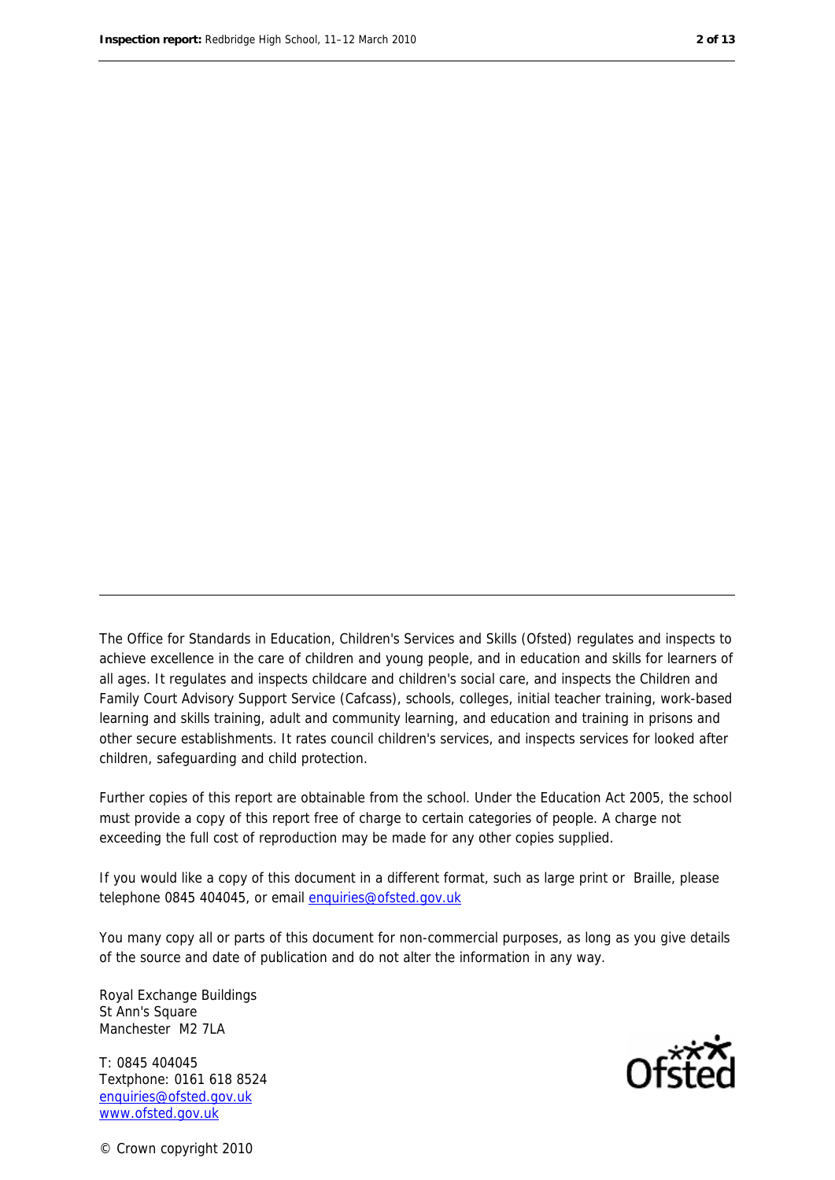The Office for Standards in Education, Children's Services and Skills (Ofsted) regulates and inspects to achieve excellence in the care of children and young people, and in education and skills for learners of all ages. It regulates and inspects childcare and children's social care, and inspects the Children and Family Court Advisory Support Service (Cafcass), schools, colleges, initial teacher training, work-based learning and skills training, adult and community learning, and education and training in prisons and other secure establishments. It rates council children's services, and inspects services for looked after children, safeguarding and child protection.

Further copies of this report are obtainable from the school. Under the Education Act 2005, the school must provide a copy of this report free of charge to certain categories of people. A charge not exceeding the full cost of reproduction may be made for any other copies supplied.

If you would like a copy of this document in a different format, such as large print or Braille, please telephone 0845 404045, or email enquiries@ofsted.gov.uk

You many copy all or parts of this document for non-commercial purposes, as long as you give details of the source and date of publication and do not alter the information in any way.

Royal Exchange Buildings
St Ann's Square
Manchester M2 7LA

T: 0845 404045
Textphone: 0161 618 8524
enquiries@ofsted.gov.uk
www.ofsted.gov.uk

© Crown copyright 2010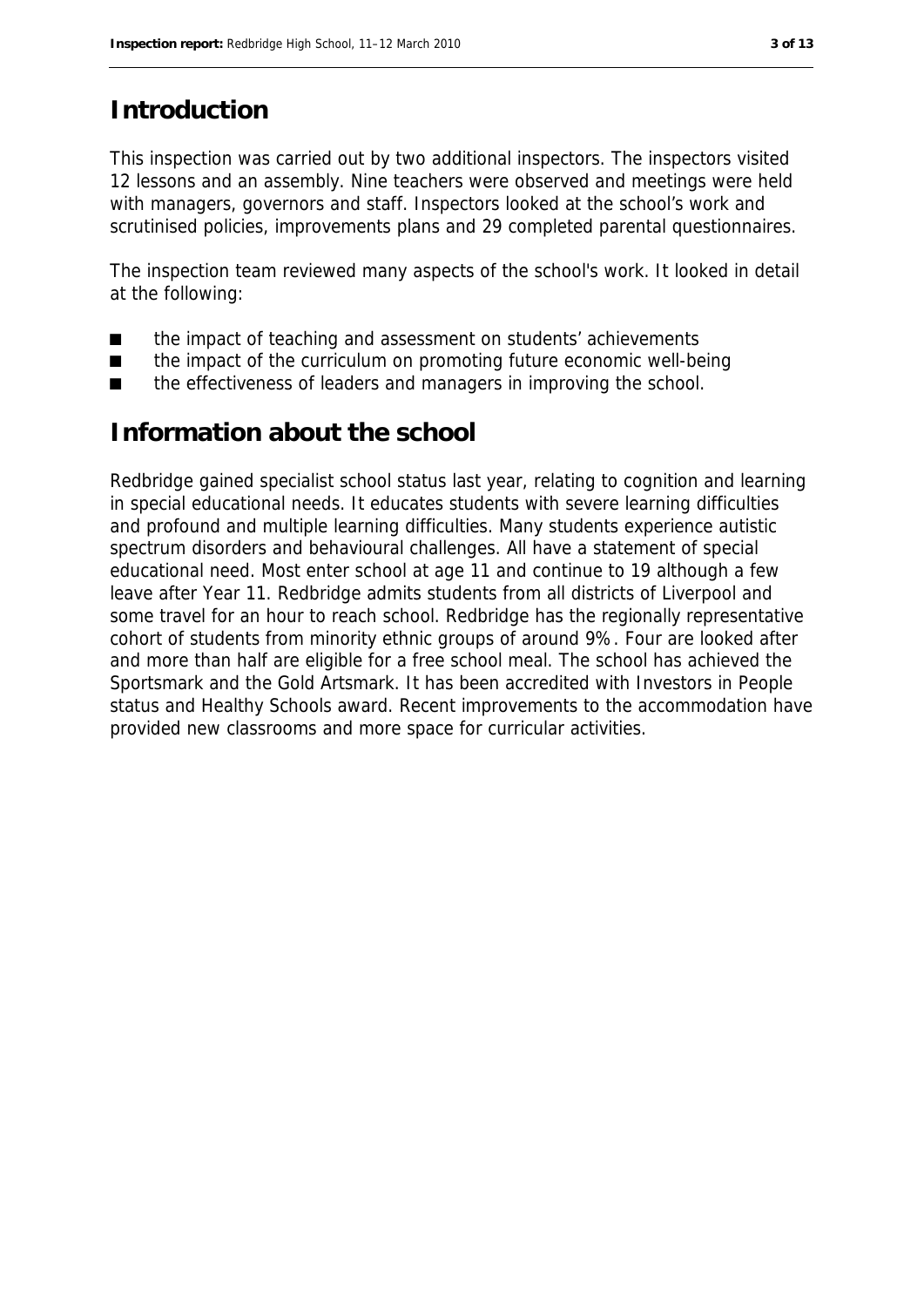## Introduction

This inspection was carried out by two additional inspectors. The inspectors visited 12 lessons and an assembly. Nine teachers were observed and meetings were held with managers, governors and staff. Inspectors looked at the school's work and scrutinised policies, improvements plans and 29 completed parental questionnaires.

The inspection team reviewed many aspects of the school's work. It looked in detail at the following:

- the impact of teaching and assessment on students' achievements
- the impact of the curriculum on promoting future economic well-being
- the effectiveness of leaders and managers in improving the school.

## Information about the school

Redbridge gained specialist school status last year, relating to cognition and learning in special educational needs. It educates students with severe learning difficulties and profound and multiple learning difficulties. Many students experience autistic spectrum disorders and behavioural challenges. All have a statement of special educational need. Most enter school at age 11 and continue to 19 although a few leave after Year 11. Redbridge admits students from all districts of Liverpool and some travel for an hour to reach school. Redbridge has the regionally representative cohort of students from minority ethnic groups of around 9%. Four are looked after and more than half are eligible for a free school meal. The school has achieved the Sportsmark and the Gold Artsmark. It has been accredited with Investors in People status and Healthy Schools award. Recent improvements to the accommodation have provided new classrooms and more space for curricular activities.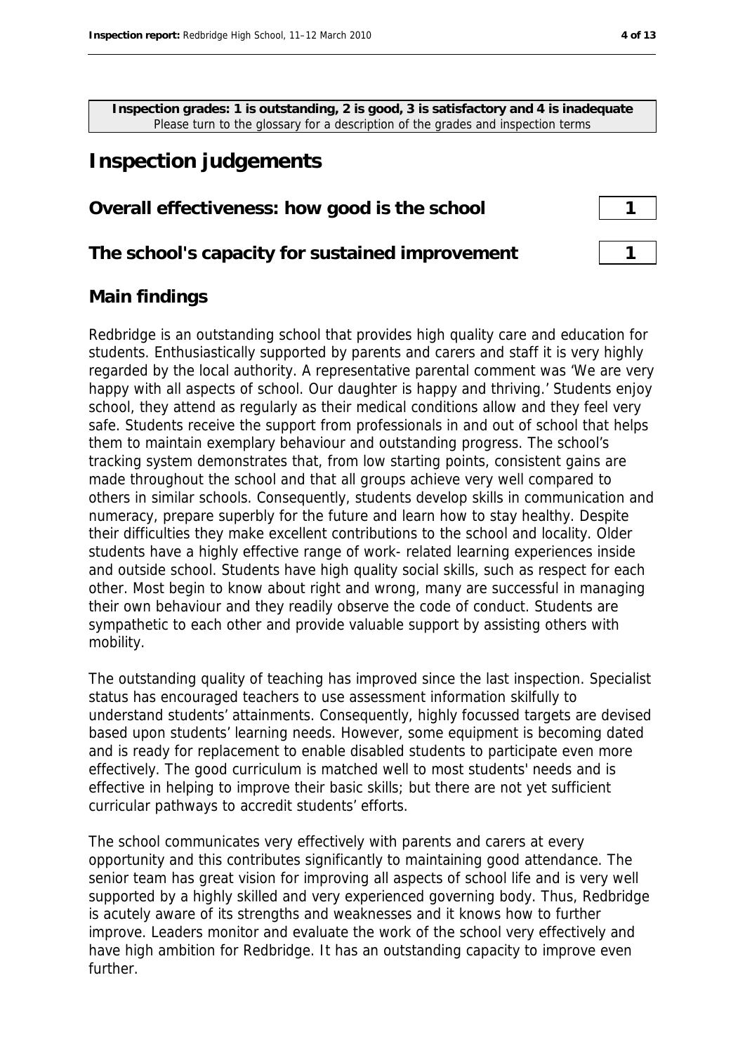**Inspection grades: 1 is outstanding, 2 is good, 3 is satisfactory and 4 is inadequate**
Please turn to the glossary for a description of the grades and inspection terms

# Inspection judgements

| Overall effectiveness: how good is the school | 1 |
|---|---|
| **The school's capacity for sustained improvement** | **1** |

## Main findings

Redbridge is an outstanding school that provides high quality care and education for students. Enthusiastically supported by parents and carers and staff it is very highly regarded by the local authority. A representative parental comment was 'We are very happy with all aspects of school. Our daughter is happy and thriving.' Students enjoy school, they attend as regularly as their medical conditions allow and they feel very safe. Students receive the support from professionals in and out of school that helps them to maintain exemplary behaviour and outstanding progress. The school's tracking system demonstrates that, from low starting points, consistent gains are made throughout the school and that all groups achieve very well compared to others in similar schools. Consequently, students develop skills in communication and numeracy, prepare superbly for the future and learn how to stay healthy. Despite their difficulties they make excellent contributions to the school and locality. Older students have a highly effective range of work- related learning experiences inside and outside school. Students have high quality social skills, such as respect for each other. Most begin to know about right and wrong, many are successful in managing their own behaviour and they readily observe the code of conduct. Students are sympathetic to each other and provide valuable support by assisting others with mobility.

The outstanding quality of teaching has improved since the last inspection. Specialist status has encouraged teachers to use assessment information skilfully to understand students' attainments. Consequently, highly focussed targets are devised based upon students' learning needs. However, some equipment is becoming dated and is ready for replacement to enable disabled students to participate even more effectively. The good curriculum is matched well to most students' needs and is effective in helping to improve their basic skills; but there are not yet sufficient curricular pathways to accredit students' efforts.

The school communicates very effectively with parents and carers at every opportunity and this contributes significantly to maintaining good attendance. The senior team has great vision for improving all aspects of school life and is very well supported by a highly skilled and very experienced governing body. Thus, Redbridge is acutely aware of its strengths and weaknesses and it knows how to further improve. Leaders monitor and evaluate the work of the school very effectively and have high ambition for Redbridge. It has an outstanding capacity to improve even further.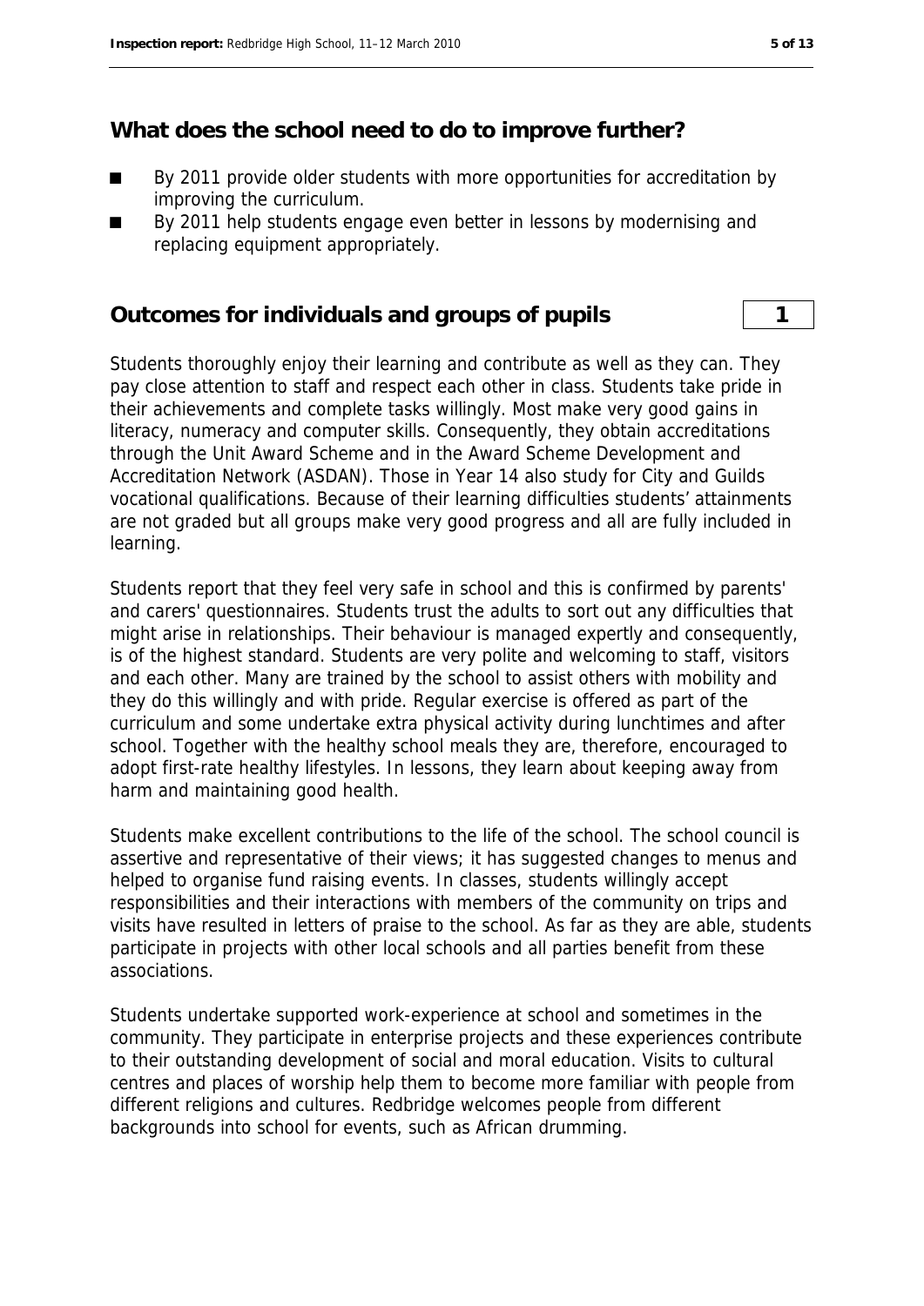## What does the school need to do to improve further?

- By 2011 provide older students with more opportunities for accreditation by improving the curriculum.
- By 2011 help students engage even better in lessons by modernising and replacing equipment appropriately.

## Outcomes for individuals and groups of pupils | 1

Students thoroughly enjoy their learning and contribute as well as they can. They pay close attention to staff and respect each other in class. Students take pride in their achievements and complete tasks willingly. Most make very good gains in literacy, numeracy and computer skills. Consequently, they obtain accreditations through the Unit Award Scheme and in the Award Scheme Development and Accreditation Network (ASDAN). Those in Year 14 also study for City and Guilds vocational qualifications. Because of their learning difficulties students' attainments are not graded but all groups make very good progress and all are fully included in learning.

Students report that they feel very safe in school and this is confirmed by parents' and carers' questionnaires. Students trust the adults to sort out any difficulties that might arise in relationships. Their behaviour is managed expertly and consequently, is of the highest standard. Students are very polite and welcoming to staff, visitors and each other. Many are trained by the school to assist others with mobility and they do this willingly and with pride. Regular exercise is offered as part of the curriculum and some undertake extra physical activity during lunchtimes and after school. Together with the healthy school meals they are, therefore, encouraged to adopt first-rate healthy lifestyles. In lessons, they learn about keeping away from harm and maintaining good health.

Students make excellent contributions to the life of the school. The school council is assertive and representative of their views; it has suggested changes to menus and helped to organise fund raising events. In classes, students willingly accept responsibilities and their interactions with members of the community on trips and visits have resulted in letters of praise to the school. As far as they are able, students participate in projects with other local schools and all parties benefit from these associations.

Students undertake supported work-experience at school and sometimes in the community. They participate in enterprise projects and these experiences contribute to their outstanding development of social and moral education. Visits to cultural centres and places of worship help them to become more familiar with people from different religions and cultures. Redbridge welcomes people from different backgrounds into school for events, such as African drumming.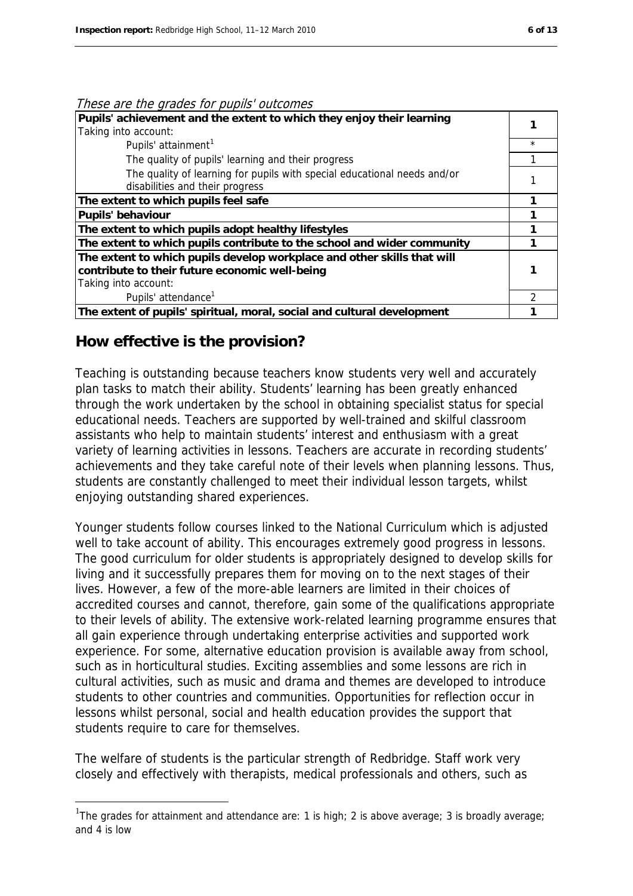*These are the grades for pupils' outcomes*

| | |
|---|---|
| **Pupils' achievement and the extent to which they enjoy their learning**<br>Taking into account: | **1** |
| Pupils' attainment[1] | * |
| The quality of pupils' learning and their progress | 1 |
| The quality of learning for pupils with special educational needs and/or disabilities and their progress | 1 |
| **The extent to which pupils feel safe** | **1** |
| **Pupils' behaviour** | **1** |
| **The extent to which pupils adopt healthy lifestyles** | **1** |
| **The extent to which pupils contribute to the school and wider community** | **1** |
| **The extent to which pupils develop workplace and other skills that will contribute to their future economic well-being**<br>Taking into account: | **1** |
| Pupils' attendance[1] | 2 |
| **The extent of pupils' spiritual, moral, social and cultural development** | **1** |

## How effective is the provision?

Teaching is outstanding because teachers know students very well and accurately plan tasks to match their ability. Students' learning has been greatly enhanced through the work undertaken by the school in obtaining specialist status for special educational needs. Teachers are supported by well-trained and skilful classroom assistants who help to maintain students' interest and enthusiasm with a great variety of learning activities in lessons. Teachers are accurate in recording students' achievements and they take careful note of their levels when planning lessons. Thus, students are constantly challenged to meet their individual lesson targets, whilst enjoying outstanding shared experiences.

Younger students follow courses linked to the National Curriculum which is adjusted well to take account of ability. This encourages extremely good progress in lessons. The good curriculum for older students is appropriately designed to develop skills for living and it successfully prepares them for moving on to the next stages of their lives. However, a few of the more-able learners are limited in their choices of accredited courses and cannot, therefore, gain some of the qualifications appropriate to their levels of ability. The extensive work-related learning programme ensures that all gain experience through undertaking enterprise activities and supported work experience. For some, alternative education provision is available away from school, such as in horticultural studies. Exciting assemblies and some lessons are rich in cultural activities, such as music and drama and themes are developed to introduce students to other countries and communities. Opportunities for reflection occur in lessons whilst personal, social and health education provides the support that students require to care for themselves.

The welfare of students is the particular strength of Redbridge. Staff work very closely and effectively with therapists, medical professionals and others, such as

---

[1]The grades for attainment and attendance are: 1 is high; 2 is above average; 3 is broadly average; and 4 is low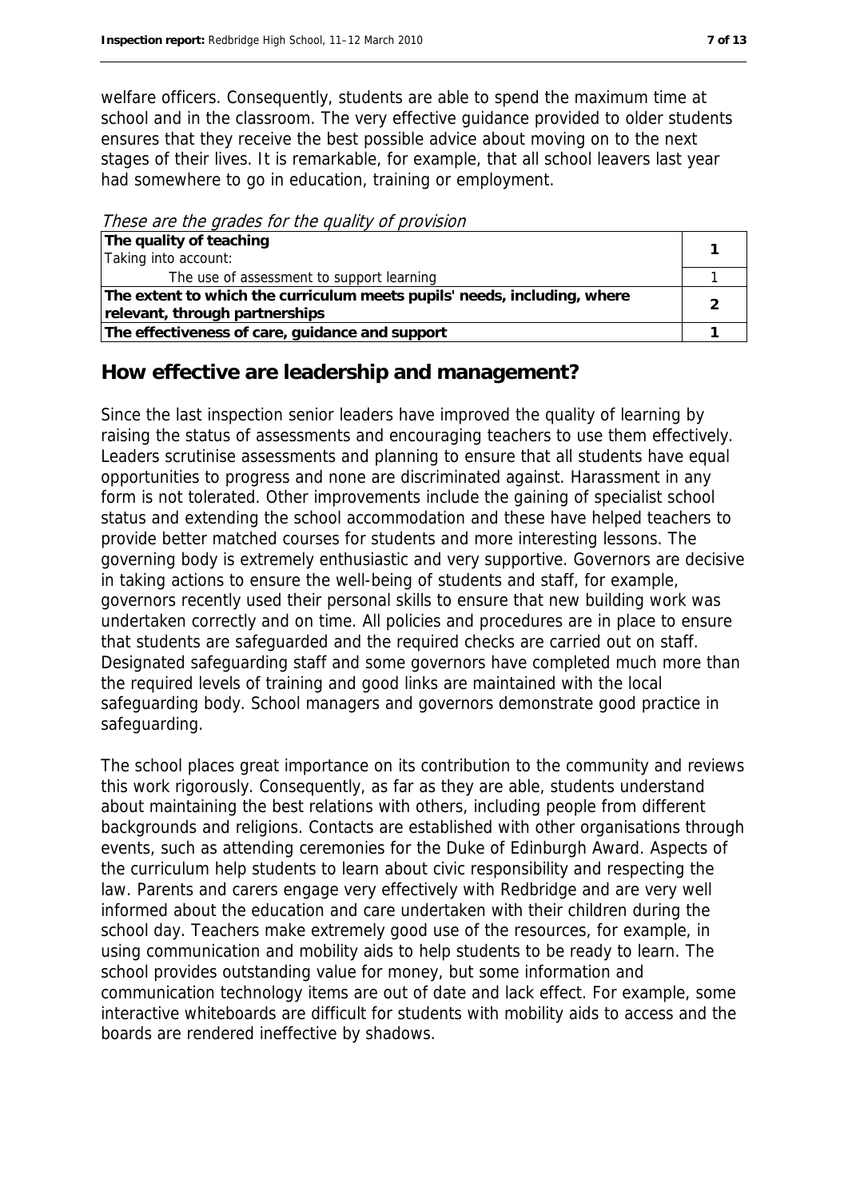welfare officers. Consequently, students are able to spend the maximum time at school and in the classroom. The very effective guidance provided to older students ensures that they receive the best possible advice about moving on to the next stages of their lives. It is remarkable, for example, that all school leavers last year had somewhere to go in education, training or employment.

*These are the grades for the quality of provision*

| | |
|---|---|
| **The quality of teaching**<br>Taking into account: | **1** |
| The use of assessment to support learning | 1 |
| **The extent to which the curriculum meets pupils' needs, including, where relevant, through partnerships** | **2** |
| **The effectiveness of care, guidance and support** | **1** |

## How effective are leadership and management?

Since the last inspection senior leaders have improved the quality of learning by raising the status of assessments and encouraging teachers to use them effectively. Leaders scrutinise assessments and planning to ensure that all students have equal opportunities to progress and none are discriminated against. Harassment in any form is not tolerated. Other improvements include the gaining of specialist school status and extending the school accommodation and these have helped teachers to provide better matched courses for students and more interesting lessons. The governing body is extremely enthusiastic and very supportive. Governors are decisive in taking actions to ensure the well-being of students and staff, for example, governors recently used their personal skills to ensure that new building work was undertaken correctly and on time. All policies and procedures are in place to ensure that students are safeguarded and the required checks are carried out on staff. Designated safeguarding staff and some governors have completed much more than the required levels of training and good links are maintained with the local safeguarding body. School managers and governors demonstrate good practice in safeguarding.

The school places great importance on its contribution to the community and reviews this work rigorously. Consequently, as far as they are able, students understand about maintaining the best relations with others, including people from different backgrounds and religions. Contacts are established with other organisations through events, such as attending ceremonies for the Duke of Edinburgh Award. Aspects of the curriculum help students to learn about civic responsibility and respecting the law. Parents and carers engage very effectively with Redbridge and are very well informed about the education and care undertaken with their children during the school day. Teachers make extremely good use of the resources, for example, in using communication and mobility aids to help students to be ready to learn. The school provides outstanding value for money, but some information and communication technology items are out of date and lack effect. For example, some interactive whiteboards are difficult for students with mobility aids to access and the boards are rendered ineffective by shadows.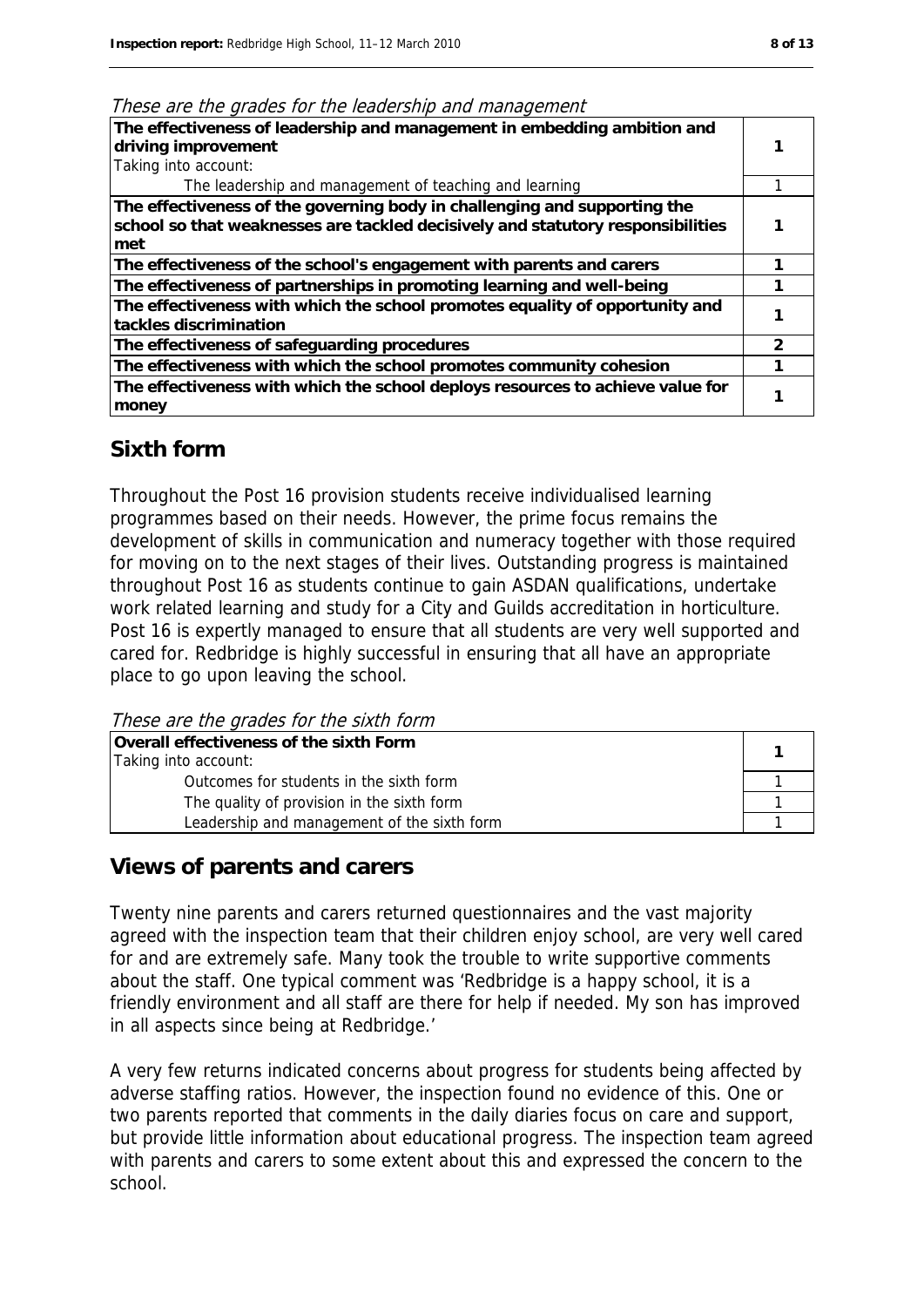*These are the grades for the leadership and management*

| | |
|---|---|
| **The effectiveness of leadership and management in embedding ambition and driving improvement** | **1** |
| Taking into account: | |
| The leadership and management of teaching and learning | 1 |
| **The effectiveness of the governing body in challenging and supporting the school so that weaknesses are tackled decisively and statutory responsibilities met** | **1** |
| **The effectiveness of the school's engagement with parents and carers** | **1** |
| **The effectiveness of partnerships in promoting learning and well-being** | **1** |
| **The effectiveness with which the school promotes equality of opportunity and tackles discrimination** | **1** |
| **The effectiveness of safeguarding procedures** | **2** |
| **The effectiveness with which the school promotes community cohesion** | **1** |
| **The effectiveness with which the school deploys resources to achieve value for money** | **1** |

## Sixth form

Throughout the Post 16 provision students receive individualised learning programmes based on their needs. However, the prime focus remains the development of skills in communication and numeracy together with those required for moving on to the next stages of their lives. Outstanding progress is maintained throughout Post 16 as students continue to gain ASDAN qualifications, undertake work related learning and study for a City and Guilds accreditation in horticulture. Post 16 is expertly managed to ensure that all students are very well supported and cared for. Redbridge is highly successful in ensuring that all have an appropriate place to go upon leaving the school.

*These are the grades for the sixth form*

| | |
|---|---|
| **Overall effectiveness of the sixth Form** | **1** |
| Taking into account: | |
| Outcomes for students in the sixth form | 1 |
| The quality of provision in the sixth form | 1 |
| Leadership and management of the sixth form | 1 |

## Views of parents and carers

Twenty nine parents and carers returned questionnaires and the vast majority agreed with the inspection team that their children enjoy school, are very well cared for and are extremely safe. Many took the trouble to write supportive comments about the staff. One typical comment was 'Redbridge is a happy school, it is a friendly environment and all staff are there for help if needed. My son has improved in all aspects since being at Redbridge.'

A very few returns indicated concerns about progress for students being affected by adverse staffing ratios. However, the inspection found no evidence of this. One or two parents reported that comments in the daily diaries focus on care and support, but provide little information about educational progress. The inspection team agreed with parents and carers to some extent about this and expressed the concern to the school.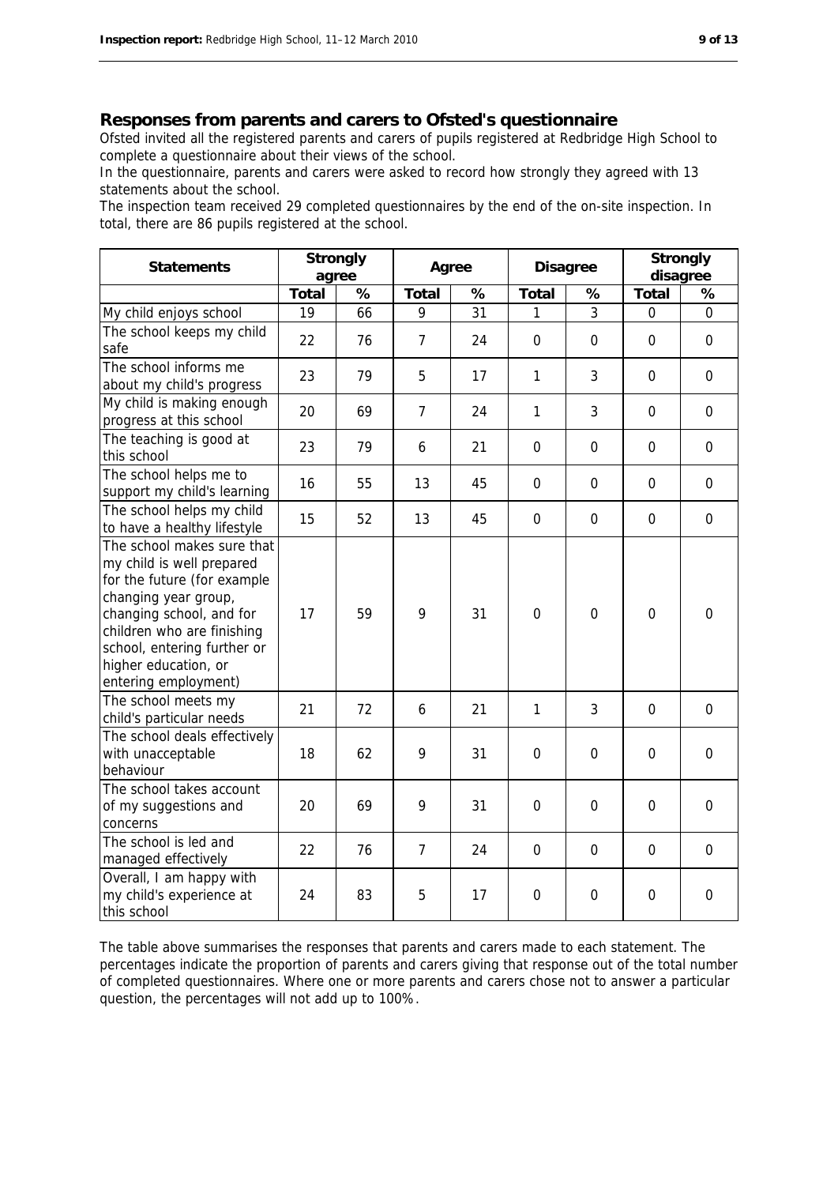## Responses from parents and carers to Ofsted's questionnaire

Ofsted invited all the registered parents and carers of pupils registered at Redbridge High School to complete a questionnaire about their views of the school.

In the questionnaire, parents and carers were asked to record how strongly they agreed with 13 statements about the school.

The inspection team received 29 completed questionnaires by the end of the on-site inspection. In total, there are 86 pupils registered at the school.

| Statements | Strongly agree | | Agree | | Disagree | | Strongly disagree | |
|---|---|---|---|---|---|---|---|---|
| | Total | % | Total | % | Total | % | Total | % |
| My child enjoys school | 19 | 66 | 9 | 31 | 1 | 3 | 0 | 0 |
| The school keeps my child safe | 22 | 76 | 7 | 24 | 0 | 0 | 0 | 0 |
| The school informs me about my child's progress | 23 | 79 | 5 | 17 | 1 | 3 | 0 | 0 |
| My child is making enough progress at this school | 20 | 69 | 7 | 24 | 1 | 3 | 0 | 0 |
| The teaching is good at this school | 23 | 79 | 6 | 21 | 0 | 0 | 0 | 0 |
| The school helps me to support my child's learning | 16 | 55 | 13 | 45 | 0 | 0 | 0 | 0 |
| The school helps my child to have a healthy lifestyle | 15 | 52 | 13 | 45 | 0 | 0 | 0 | 0 |
| The school makes sure that my child is well prepared for the future (for example changing year group, changing school, and for children who are finishing school, entering further or higher education, or entering employment) | 17 | 59 | 9 | 31 | 0 | 0 | 0 | 0 |
| The school meets my child's particular needs | 21 | 72 | 6 | 21 | 1 | 3 | 0 | 0 |
| The school deals effectively with unacceptable behaviour | 18 | 62 | 9 | 31 | 0 | 0 | 0 | 0 |
| The school takes account of my suggestions and concerns | 20 | 69 | 9 | 31 | 0 | 0 | 0 | 0 |
| The school is led and managed effectively | 22 | 76 | 7 | 24 | 0 | 0 | 0 | 0 |
| Overall, I am happy with my child's experience at this school | 24 | 83 | 5 | 17 | 0 | 0 | 0 | 0 |

The table above summarises the responses that parents and carers made to each statement. The percentages indicate the proportion of parents and carers giving that response out of the total number of completed questionnaires. Where one or more parents and carers chose not to answer a particular question, the percentages will not add up to 100%.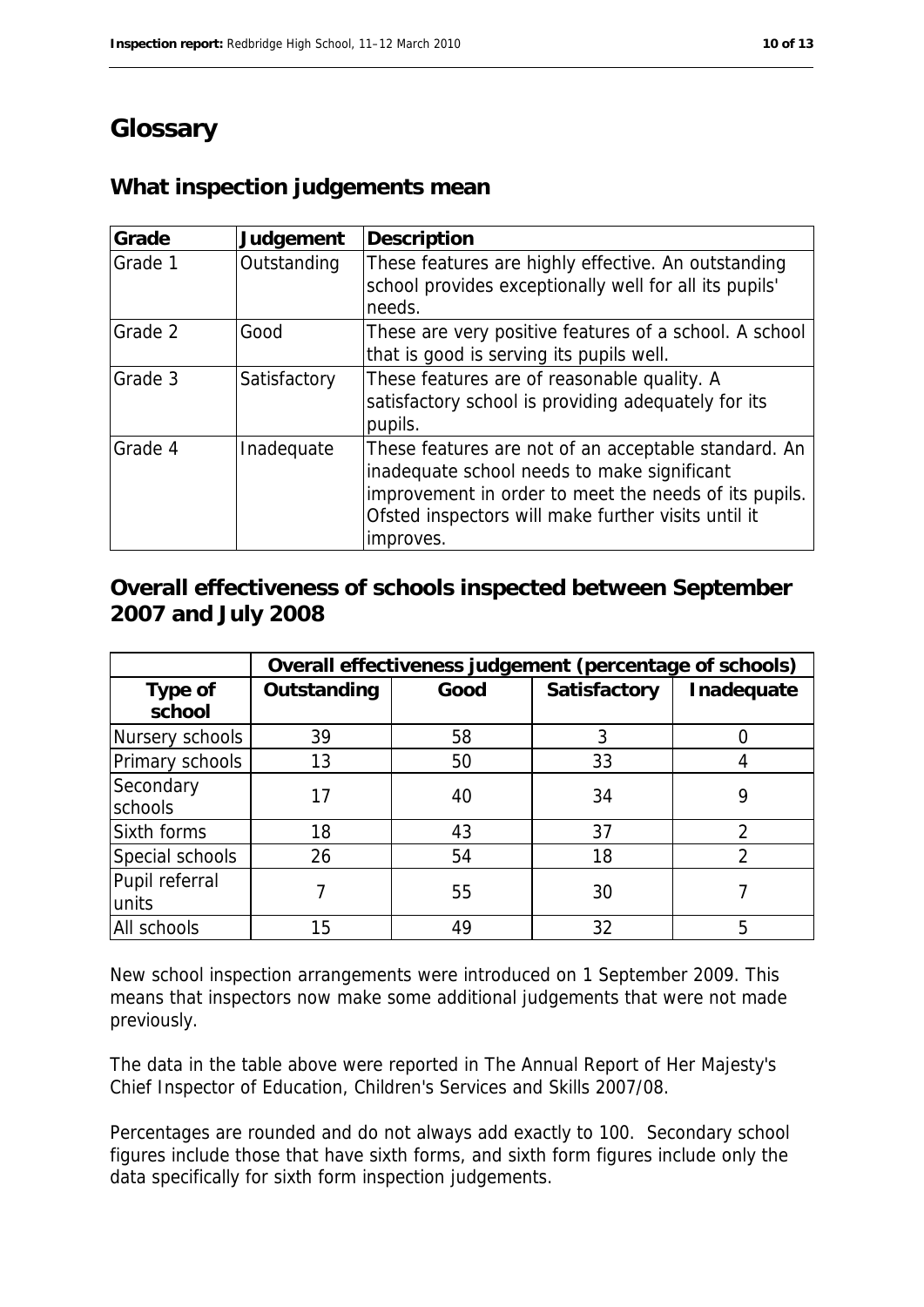# Glossary

## What inspection judgements mean

| Grade | Judgement | Description |
| --- | --- | --- |
| Grade 1 | Outstanding | These features are highly effective. An outstanding school provides exceptionally well for all its pupils' needs. |
| Grade 2 | Good | These are very positive features of a school. A school that is good is serving its pupils well. |
| Grade 3 | Satisfactory | These features are of reasonable quality. A satisfactory school is providing adequately for its pupils. |
| Grade 4 | Inadequate | These features are not of an acceptable standard. An inadequate school needs to make significant improvement in order to meet the needs of its pupils. Ofsted inspectors will make further visits until it improves. |

## Overall effectiveness of schools inspected between September 2007 and July 2008

| | Overall effectiveness judgement (percentage of schools) | | | |
| --- | --- | --- | --- | --- |
| Type of school | Outstanding | Good | Satisfactory | Inadequate |
| Nursery schools | 39 | 58 | 3 | 0 |
| Primary schools | 13 | 50 | 33 | 4 |
| Secondary schools | 17 | 40 | 34 | 9 |
| Sixth forms | 18 | 43 | 37 | 2 |
| Special schools | 26 | 54 | 18 | 2 |
| Pupil referral units | 7 | 55 | 30 | 7 |
| All schools | 15 | 49 | 32 | 5 |

New school inspection arrangements were introduced on 1 September 2009. This means that inspectors now make some additional judgements that were not made previously.

The data in the table above were reported in The Annual Report of Her Majesty's Chief Inspector of Education, Children's Services and Skills 2007/08.

Percentages are rounded and do not always add exactly to 100. Secondary school figures include those that have sixth forms, and sixth form figures include only the data specifically for sixth form inspection judgements.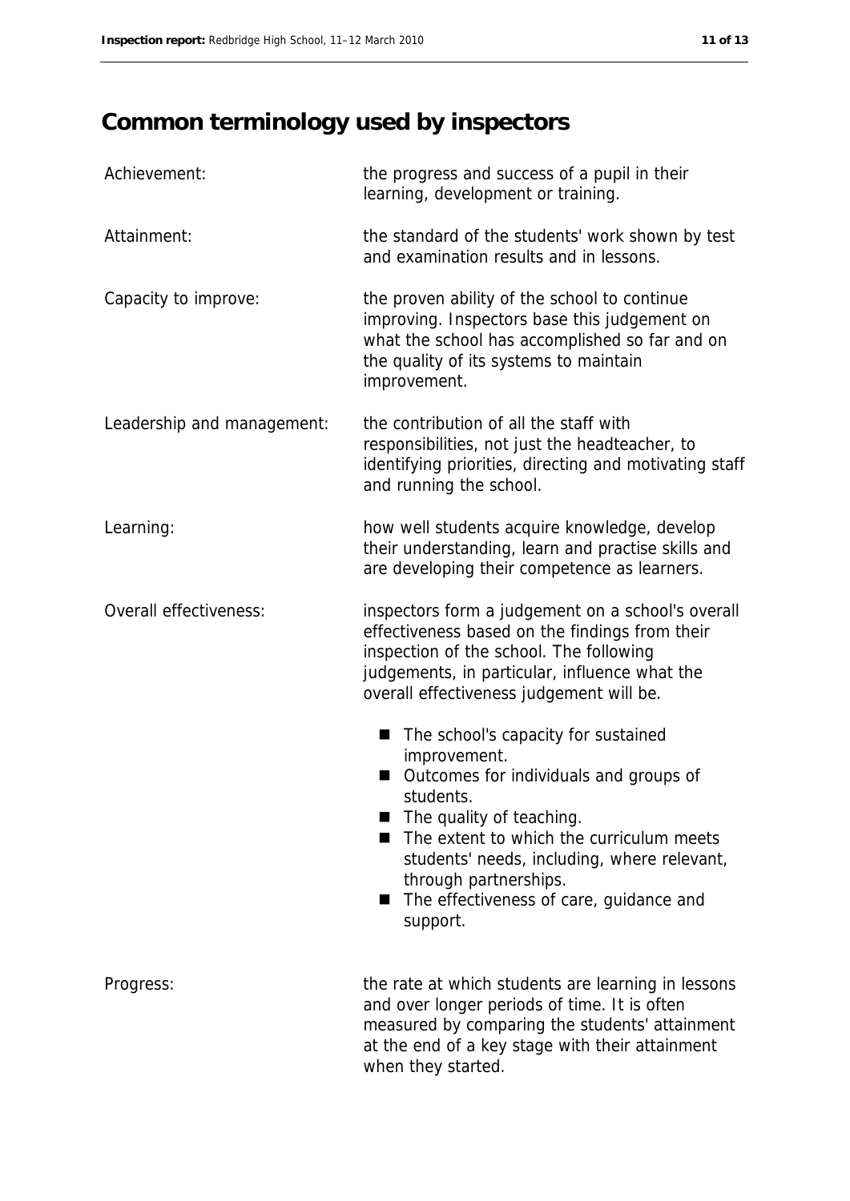# Common terminology used by inspectors

**Achievement:** the progress and success of a pupil in their learning, development or training.

**Attainment:** the standard of the students' work shown by test and examination results and in lessons.

**Capacity to improve:** the proven ability of the school to continue improving. Inspectors base this judgement on what the school has accomplished so far and on the quality of its systems to maintain improvement.

**Leadership and management:** the contribution of all the staff with responsibilities, not just the headteacher, to identifying priorities, directing and motivating staff and running the school.

**Learning:** how well students acquire knowledge, develop their understanding, learn and practise skills and are developing their competence as learners.

**Overall effectiveness:** inspectors form a judgement on a school's overall effectiveness based on the findings from their inspection of the school. The following judgements, in particular, influence what the overall effectiveness judgement will be.

- The school's capacity for sustained improvement.
- Outcomes for individuals and groups of students.
- The quality of teaching.
- The extent to which the curriculum meets students' needs, including, where relevant, through partnerships.
- The effectiveness of care, guidance and support.

**Progress:** the rate at which students are learning in lessons and over longer periods of time. It is often measured by comparing the students' attainment at the end of a key stage with their attainment when they started.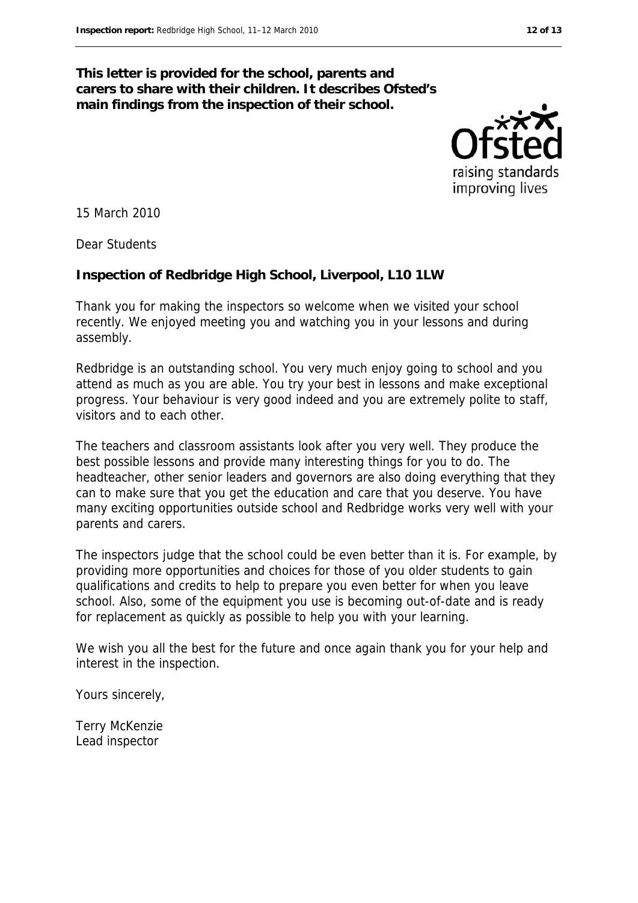**This letter is provided for the school, parents and carers to share with their children. It describes Ofsted's main findings from the inspection of their school.**

15 March 2010

Dear Students

**Inspection of Redbridge High School, Liverpool, L10 1LW**

Thank you for making the inspectors so welcome when we visited your school recently. We enjoyed meeting you and watching you in your lessons and during assembly.

Redbridge is an outstanding school. You very much enjoy going to school and you attend as much as you are able. You try your best in lessons and make exceptional progress. Your behaviour is very good indeed and you are extremely polite to staff, visitors and to each other.

The teachers and classroom assistants look after you very well. They produce the best possible lessons and provide many interesting things for you to do. The headteacher, other senior leaders and governors are also doing everything that they can to make sure that you get the education and care that you deserve. You have many exciting opportunities outside school and Redbridge works very well with your parents and carers.

The inspectors judge that the school could be even better than it is. For example, by providing more opportunities and choices for those of you older students to gain qualifications and credits to help to prepare you even better for when you leave school. Also, some of the equipment you use is becoming out-of-date and is ready for replacement as quickly as possible to help you with your learning.

We wish you all the best for the future and once again thank you for your help and interest in the inspection.

Yours sincerely,

Terry McKenzie
Lead inspector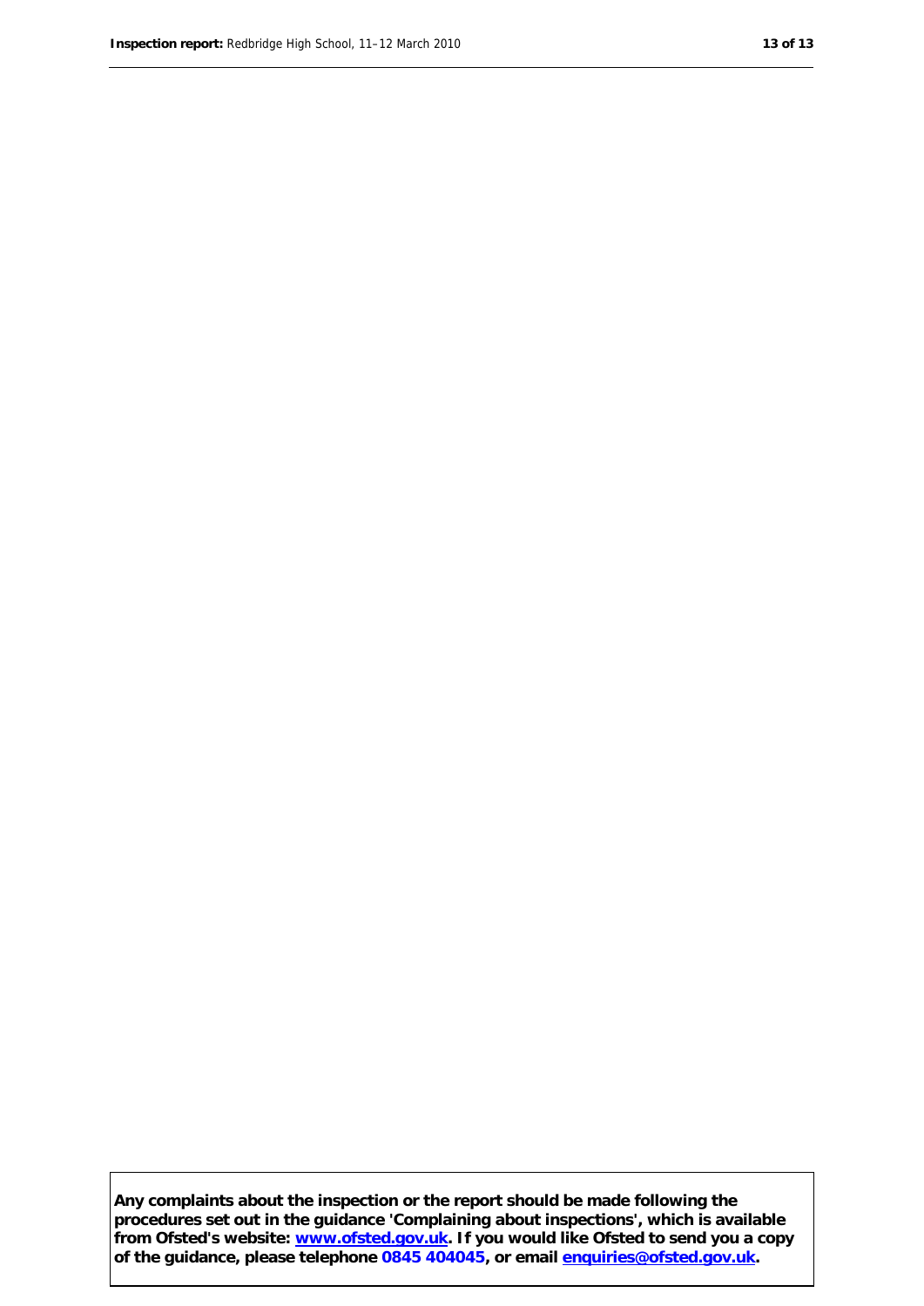**Any complaints about the inspection or the report should be made following the procedures set out in the guidance 'Complaining about inspections', which is available from Ofsted's website: [www.ofsted.gov.uk](www.ofsted.gov.uk). If you would like Ofsted to send you a copy of the guidance, please telephone 0845 404045, or email [enquiries@ofsted.gov.uk](mailto:enquiries@ofsted.gov.uk).**